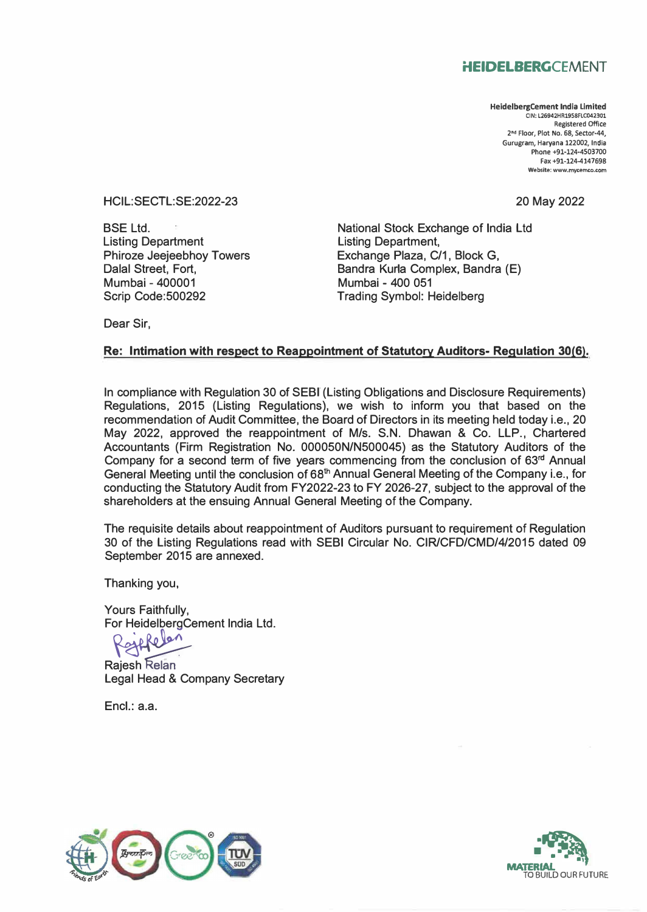HEIDELBERGCEMENT

**HeidelbergCement India Limited**
CIN: L26942HR1958FLC042301
Registered Office
2nd Floor, Plot No. 68, Sector-44,
Gurugram, Haryana 122002, India
Phone +91-124-4503700
Fax +91-124-4147698
Website: www.mycemco.com

HCIL:SECTL:SE:2022-23

20 May 2022

BSE Ltd.
Listing Department
Phiroze Jeejeebhoy Towers
Dalal Street, Fort,
Mumbai - 400001
Scrip Code:500292

National Stock Exchange of India Ltd
Listing Department,
Exchange Plaza, C/1, Block G,
Bandra Kurla Complex, Bandra (E)
Mumbai - 400 051
Trading Symbol: Heidelberg

Dear Sir,

**Re: Intimation with respect to Reappointment of Statutory Auditors- Regulation 30(6).**

In compliance with Regulation 30 of SEBI (Listing Obligations and Disclosure Requirements) Regulations, 2015 (Listing Regulations), we wish to inform you that based on the recommendation of Audit Committee, the Board of Directors in its meeting held today i.e., 20 May 2022, approved the reappointment of M/s. S.N. Dhawan & Co. LLP., Chartered Accountants (Firm Registration No. 000050N/N500045) as the Statutory Auditors of the Company for a second term of five years commencing from the conclusion of 63rd Annual General Meeting until the conclusion of 68th Annual General Meeting of the Company i.e., for conducting the Statutory Audit from FY2022-23 to FY 2026-27, subject to the approval of the shareholders at the ensuing Annual General Meeting of the Company.

The requisite details about reappointment of Auditors pursuant to requirement of Regulation 30 of the Listing Regulations read with SEBI Circular No. CIR/CFD/CMD/4/2015 dated 09 September 2015 are annexed.

Thanking you,

Yours Faithfully,
For HeidelbergCement India Ltd.

Rajesh Relan
Legal Head & Company Secretary

Encl.: a.a.

MATERIAL TO BUILD OUR FUTURE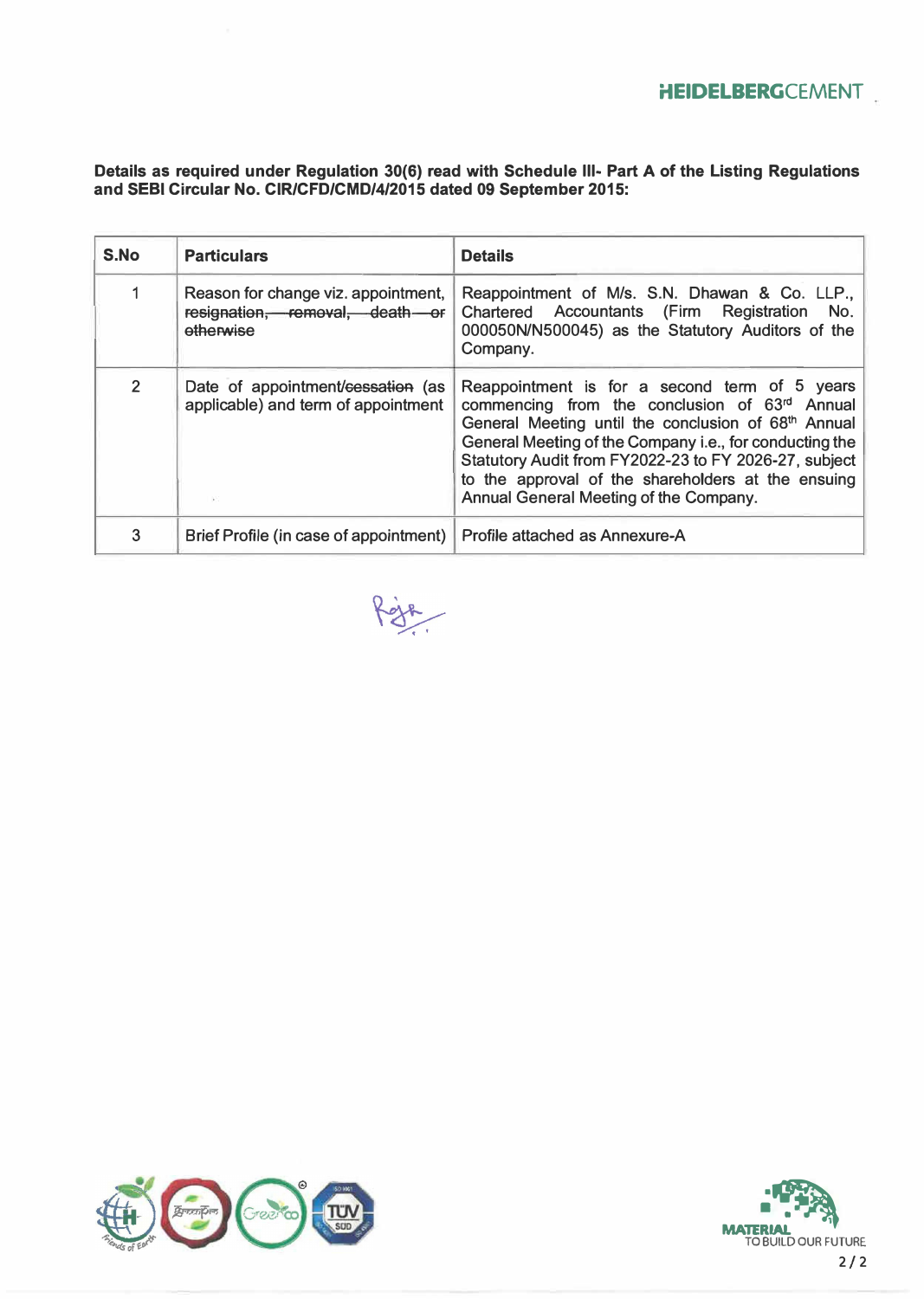**Details as required under Regulation 30(6) read with Schedule III- Part A of the Listing Regulations and SEBI Circular No. CIR/CFD/CMD/4/2015 dated 09 September 2015:**

| S.No | Particulars | Details |
|---|---|---|
| 1 | Reason for change viz. appointment, ~~resignation, removal, death or otherwise~~ | Reappointment of M/s. S.N. Dhawan & Co. LLP., Chartered Accountants (Firm Registration No. 000050N/N500045) as the Statutory Auditors of the Company. |
| 2 | Date of appointment/~~cessation~~ (as applicable) and term of appointment | Reappointment is for a second term of 5 years commencing from the conclusion of 63rd Annual General Meeting until the conclusion of 68th Annual General Meeting of the Company i.e., for conducting the Statutory Audit from FY2022-23 to FY 2026-27, subject to the approval of the shareholders at the ensuing Annual General Meeting of the Company. |
| 3 | Brief Profile (in case of appointment) | Profile attached as Annexure-A |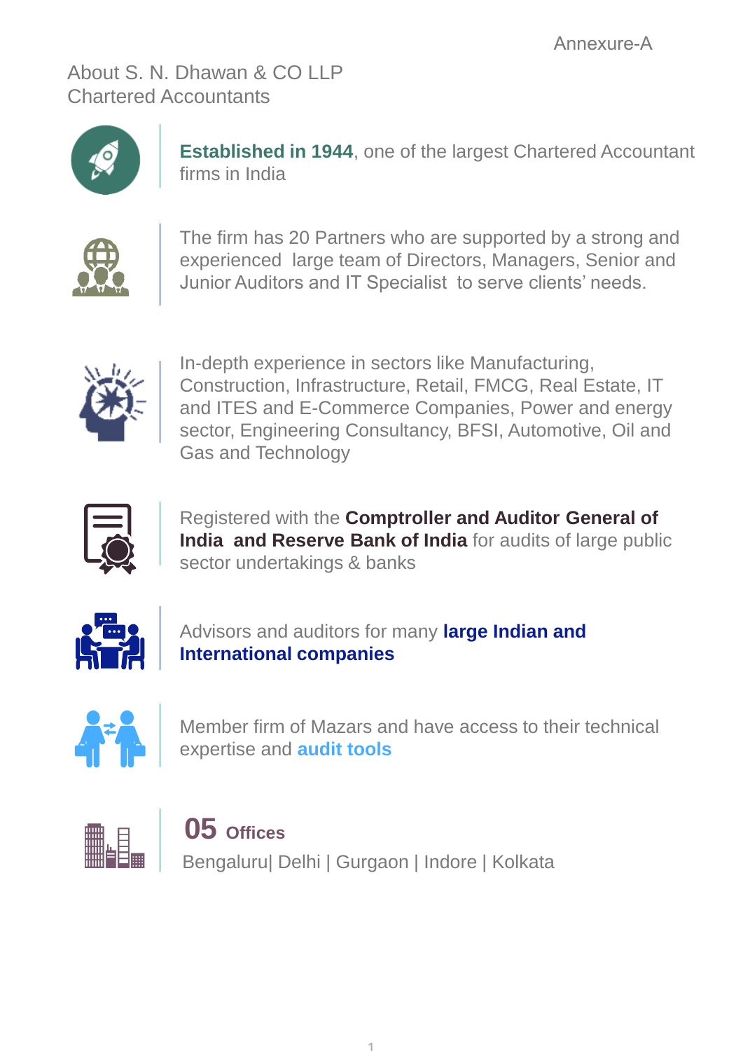Annexure-A

## About S. N. Dhawan & CO LLP
## Chartered Accountants

**Established in 1944**, one of the largest Chartered Accountant firms in India

The firm has 20 Partners who are supported by a strong and experienced large team of Directors, Managers, Senior and Junior Auditors and IT Specialist to serve clients' needs.

In-depth experience in sectors like Manufacturing, Construction, Infrastructure, Retail, FMCG, Real Estate, IT and ITES and E-Commerce Companies, Power and energy sector, Engineering Consultancy, BFSI, Automotive, Oil and Gas and Technology

Registered with the **Comptroller and Auditor General of India and Reserve Bank of India** for audits of large public sector undertakings & banks

Advisors and auditors for many **large Indian and International companies**

Member firm of Mazars and have access to their technical expertise and **audit tools**

**05 Offices**

Bengaluru| Delhi | Gurgaon | Indore | Kolkata